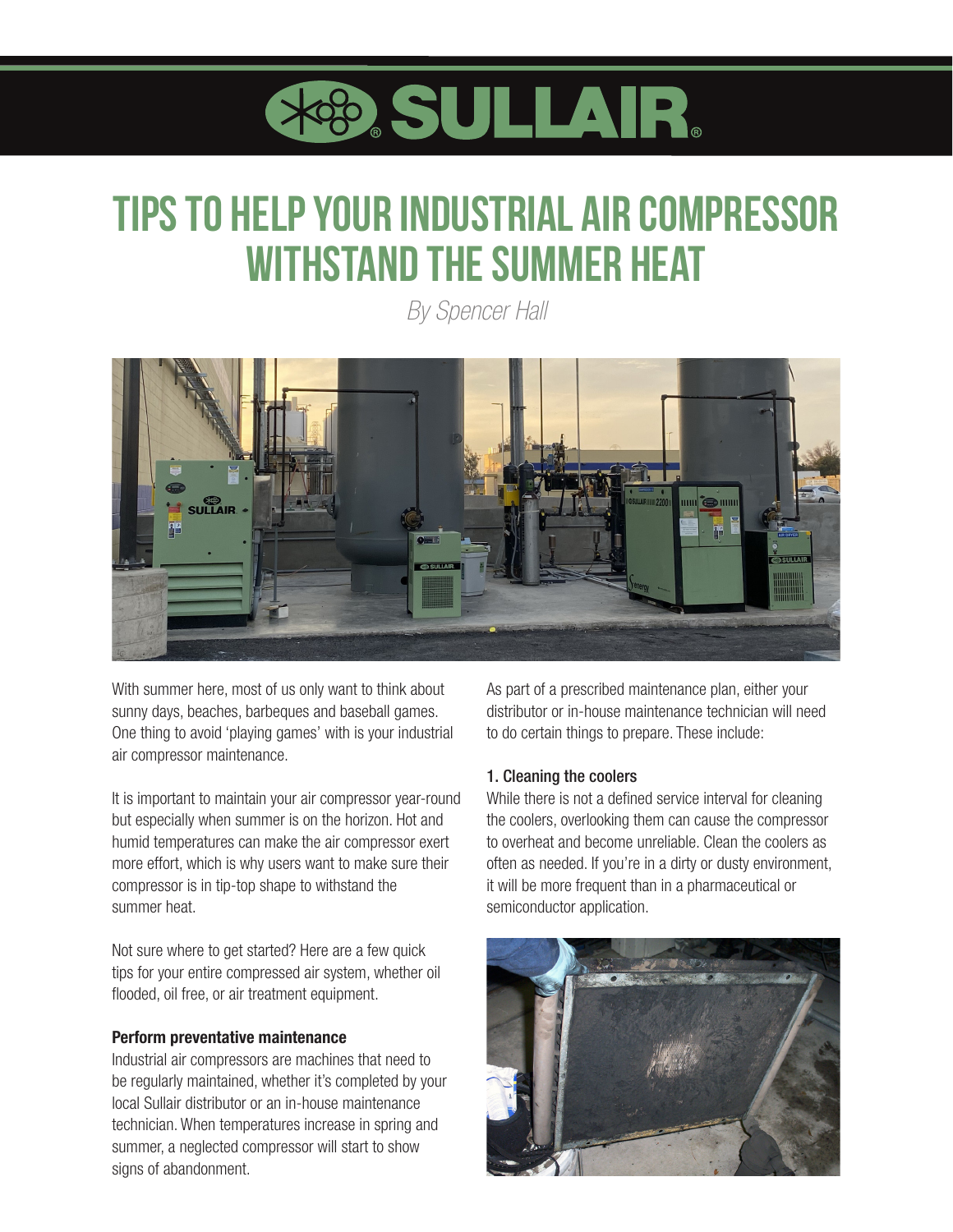# TIPS TO HELP YOUR INDUSTRIAL AIR COMPRESSOR WITHSTAND THE SUMMER HEAT

*By Spencer Hall*

With summer here, most of us only want to think about sunny days, beaches, barbeques and baseball games. One thing to avoid 'playing games' with is your industrial air compressor maintenance.

It is important to maintain your air compressor year-round but especially when summer is on the horizon. Hot and humid temperatures can make the air compressor exert more effort, which is why users want to make sure their compressor is in tip-top shape to withstand the summer heat.

Not sure where to get started? Here are a few quick tips for your entire compressed air system, whether oil flooded, oil free, or air treatment equipment.

### Perform preventative maintenance

Industrial air compressors are machines that need to be regularly maintained, whether it's completed by your local Sullair distributor or an in-house maintenance technician. When temperatures increase in spring and summer, a neglected compressor will start to show signs of abandonment.

As part of a prescribed maintenance plan, either your distributor or in-house maintenance technician will need to do certain things to prepare. These include:

#### 1. Cleaning the coolers

While there is not a defined service interval for cleaning the coolers, overlooking them can cause the compressor to overheat and become unreliable. Clean the coolers as often as needed. If you're in a dirty or dusty environment, it will be more frequent than in a pharmaceutical or semiconductor application.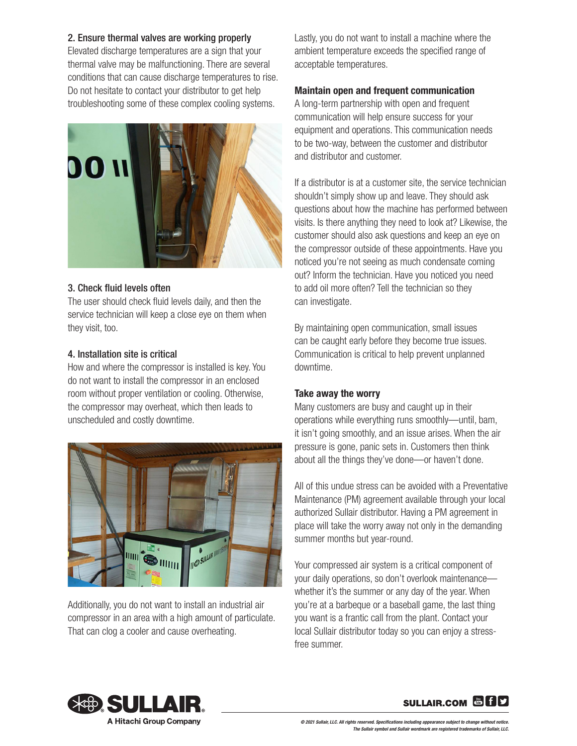### 2. Ensure thermal valves are working properly

Elevated discharge temperatures are a sign that your thermal valve may be malfunctioning. There are several conditions that can cause discharge temperatures to rise. Do not hesitate to contact your distributor to get help troubleshooting some of these complex cooling systems.

### 3. Check fluid levels often

The user should check fluid levels daily, and then the service technician will keep a close eye on them when they visit, too.

### 4. Installation site is critical

How and where the compressor is installed is key. You do not want to install the compressor in an enclosed room without proper ventilation or cooling. Otherwise, the compressor may overheat, which then leads to unscheduled and costly downtime.

Additionally, you do not want to install an industrial air compressor in an area with a high amount of particulate. That can clog a cooler and cause overheating.

Lastly, you do not want to install a machine where the ambient temperature exceeds the specified range of acceptable temperatures.

## Maintain open and frequent communication

A long-term partnership with open and frequent communication will help ensure success for your equipment and operations. This communication needs to be two-way, between the customer and distributor and distributor and customer.

If a distributor is at a customer site, the service technician shouldn't simply show up and leave. They should ask questions about how the machine has performed between visits. Is there anything they need to look at? Likewise, the customer should also ask questions and keep an eye on the compressor outside of these appointments. Have you noticed you're not seeing as much condensate coming out? Inform the technician. Have you noticed you need to add oil more often? Tell the technician so they can investigate.

By maintaining open communication, small issues can be caught early before they become true issues. Communication is critical to help prevent unplanned downtime.

## Take away the worry

Many customers are busy and caught up in their operations while everything runs smoothly—until, bam, it isn't going smoothly, and an issue arises. When the air pressure is gone, panic sets in. Customers then think about all the things they've done—or haven't done.

All of this undue stress can be avoided with a Preventative Maintenance (PM) agreement available through your local authorized Sullair distributor. Having a PM agreement in place will take the worry away not only in the demanding summer months but year-round.

Your compressed air system is a critical component of your daily operations, so don't overlook maintenance—whether it's the summer or any day of the year. When you're at a barbeque or a baseball game, the last thing you want is a frantic call from the plant. Contact your local Sullair distributor today so you can enjoy a stress-free summer.

SULLAIR® A Hitachi Group Company

SULLAIR.COM

*© 2021 Sullair, LLC. All rights reserved. Specifications including appearance subject to change without notice. The Sullair symbol and Sullair wordmark are registered trademarks of Sullair, LLC.*